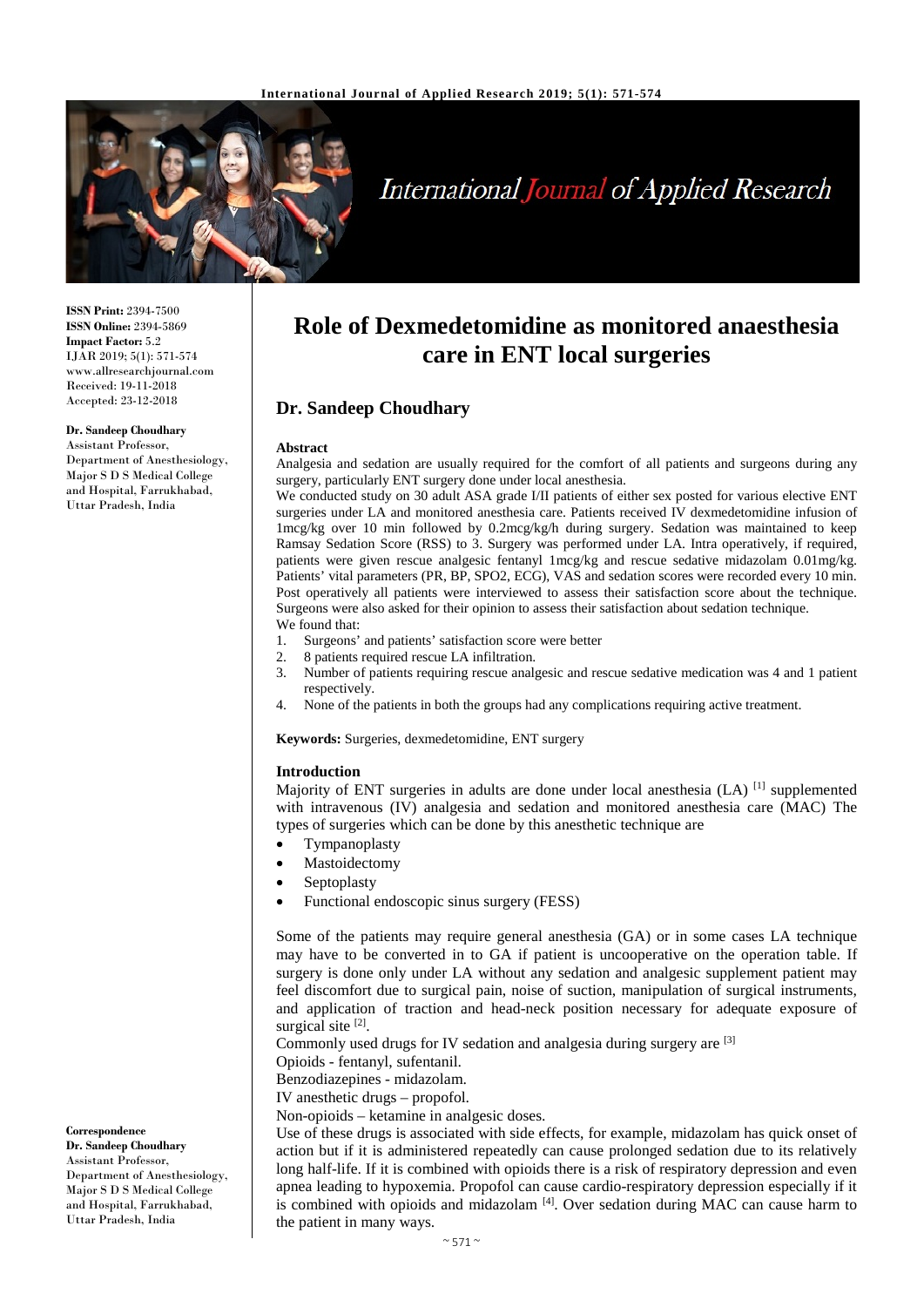**ISSN Print:** 2394-7500
**ISSN Online:** 2394-5869
**Impact Factor:** 5.2
IJAR 2019; 5(1): 571-574
www.allresearchjournal.com
Received: 19-11-2018
Accepted: 23-12-2018

**Dr. Sandeep Choudhary**
Assistant Professor,
Department of Anesthesiology,
Major S D S Medical College and Hospital, Farrukhabad,
Uttar Pradesh, India

**Correspondence**
**Dr. Sandeep Choudhary**
Assistant Professor,
Department of Anesthesiology,
Major S D S Medical College and Hospital, Farrukhabad,
Uttar Pradesh, India

# Role of Dexmedetomidine as monitored anaesthesia care in ENT local surgeries

## Dr. Sandeep Choudhary

### Abstract

Analgesia and sedation are usually required for the comfort of all patients and surgeons during any surgery, particularly ENT surgery done under local anesthesia.

We conducted study on 30 adult ASA grade I/II patients of either sex posted for various elective ENT surgeries under LA and monitored anesthesia care. Patients received IV dexmedetomidine infusion of 1mcg/kg over 10 min followed by 0.2mcg/kg/h during surgery. Sedation was maintained to keep Ramsay Sedation Score (RSS) to 3. Surgery was performed under LA. Intra operatively, if required, patients were given rescue analgesic fentanyl 1mcg/kg and rescue sedative midazolam 0.01mg/kg. Patients' vital parameters (PR, BP, SPO2, ECG), VAS and sedation scores were recorded every 10 min. Post operatively all patients were interviewed to assess their satisfaction score about the technique. Surgeons were also asked for their opinion to assess their satisfaction about sedation technique.

We found that:

1. Surgeons' and patients' satisfaction score were better
2. 8 patients required rescue LA infiltration.
3. Number of patients requiring rescue analgesic and rescue sedative medication was 4 and 1 patient respectively.
4. None of the patients in both the groups had any complications requiring active treatment.

**Keywords:** Surgeries, dexmedetomidine, ENT surgery

### Introduction

Majority of ENT surgeries in adults are done under local anesthesia (LA) [1] supplemented with intravenous (IV) analgesia and sedation and monitored anesthesia care (MAC) The types of surgeries which can be done by this anesthetic technique are

- Tympanoplasty
- Mastoidectomy
- Septoplasty
- Functional endoscopic sinus surgery (FESS)

Some of the patients may require general anesthesia (GA) or in some cases LA technique may have to be converted in to GA if patient is uncooperative on the operation table. If surgery is done only under LA without any sedation and analgesic supplement patient may feel discomfort due to surgical pain, noise of suction, manipulation of surgical instruments, and application of traction and head-neck position necessary for adequate exposure of surgical site [2].

Commonly used drugs for IV sedation and analgesia during surgery are [3]

Opioids - fentanyl, sufentanil.

Benzodiazepines - midazolam.

IV anesthetic drugs – propofol.

Non-opioids – ketamine in analgesic doses.

Use of these drugs is associated with side effects, for example, midazolam has quick onset of action but if it is administered repeatedly can cause prolonged sedation due to its relatively long half-life. If it is combined with opioids there is a risk of respiratory depression and even apnea leading to hypoxemia. Propofol can cause cardio-respiratory depression especially if it is combined with opioids and midazolam [4]. Over sedation during MAC can cause harm to the patient in many ways.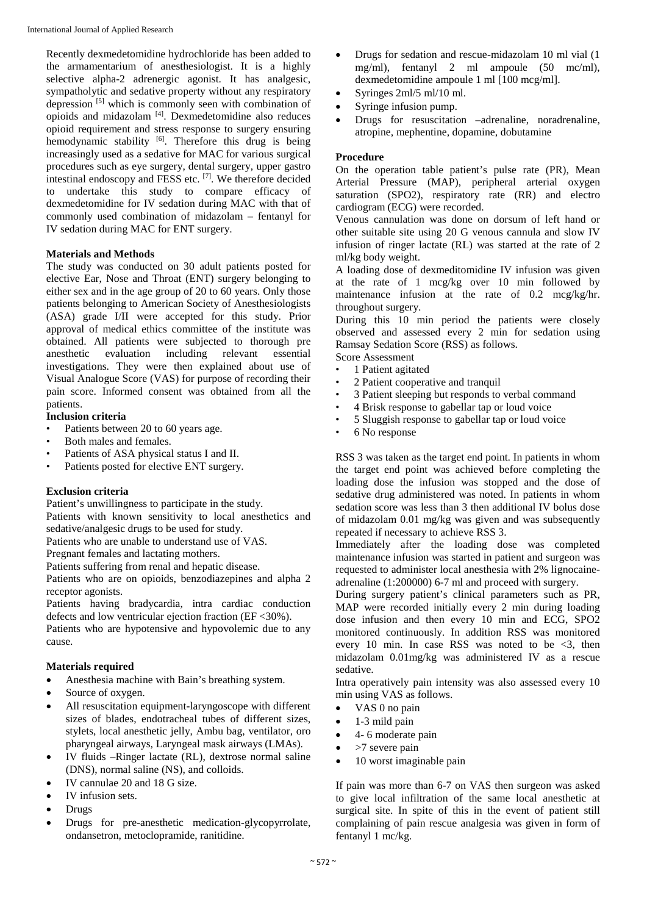Recently dexmedetomidine hydrochloride has been added to the armamentarium of anesthesiologist. It is a highly selective alpha-2 adrenergic agonist. It has analgesic, sympatholytic and sedative property without any respiratory depression [5] which is commonly seen with combination of opioids and midazolam [4]. Dexmedetomidine also reduces opioid requirement and stress response to surgery ensuring hemodynamic stability [6]. Therefore this drug is being increasingly used as a sedative for MAC for various surgical procedures such as eye surgery, dental surgery, upper gastro intestinal endoscopy and FESS etc. [7]. We therefore decided to undertake this study to compare efficacy of dexmedetomidine for IV sedation during MAC with that of commonly used combination of midazolam – fentanyl for IV sedation during MAC for ENT surgery.

**Materials and Methods**

The study was conducted on 30 adult patients posted for elective Ear, Nose and Throat (ENT) surgery belonging to either sex and in the age group of 20 to 60 years. Only those patients belonging to American Society of Anesthesiologists (ASA) grade I/II were accepted for this study. Prior approval of medical ethics committee of the institute was obtained. All patients were subjected to thorough pre anesthetic evaluation including relevant essential investigations. They were then explained about use of Visual Analogue Score (VAS) for purpose of recording their pain score. Informed consent was obtained from all the patients.

**Inclusion criteria**

- Patients between 20 to 60 years age.
- Both males and females.
- Patients of ASA physical status I and II.
- Patients posted for elective ENT surgery.

**Exclusion criteria**

Patient's unwillingness to participate in the study.

Patients with known sensitivity to local anesthetics and sedative/analgesic drugs to be used for study.

Patients who are unable to understand use of VAS.

Pregnant females and lactating mothers.

Patients suffering from renal and hepatic disease.

Patients who are on opioids, benzodiazepines and alpha 2 receptor agonists.

Patients having bradycardia, intra cardiac conduction defects and low ventricular ejection fraction (EF <30%).

Patients who are hypotensive and hypovolemic due to any cause.

**Materials required**

- Anesthesia machine with Bain's breathing system.
- Source of oxygen.
- All resuscitation equipment-laryngoscope with different sizes of blades, endotracheal tubes of different sizes, stylets, local anesthetic jelly, Ambu bag, ventilator, oro pharyngeal airways, Laryngeal mask airways (LMAs).
- IV fluids –Ringer lactate (RL), dextrose normal saline (DNS), normal saline (NS), and colloids.
- IV cannulae 20 and 18 G size.
- IV infusion sets.
- Drugs
- Drugs for pre-anesthetic medication-glycopyrrolate, ondansetron, metoclopramide, ranitidine.
- Drugs for sedation and rescue-midazolam 10 ml vial (1 mg/ml), fentanyl 2 ml ampoule (50 mc/ml), dexmedetomidine ampoule 1 ml [100 mcg/ml].
- Syringes 2ml/5 ml/10 ml.
- Syringe infusion pump.
- Drugs for resuscitation –adrenaline, noradrenaline, atropine, mephentine, dopamine, dobutamine

**Procedure**

On the operation table patient's pulse rate (PR), Mean Arterial Pressure (MAP), peripheral arterial oxygen saturation (SPO2), respiratory rate (RR) and electro cardiogram (ECG) were recorded.

Venous cannulation was done on dorsum of left hand or other suitable site using 20 G venous cannula and slow IV infusion of ringer lactate (RL) was started at the rate of 2 ml/kg body weight.

A loading dose of dexmeditomidine IV infusion was given at the rate of 1 mcg/kg over 10 min followed by maintenance infusion at the rate of 0.2 mcg/kg/hr. throughout surgery.

During this 10 min period the patients were closely observed and assessed every 2 min for sedation using Ramsay Sedation Score (RSS) as follows.

Score Assessment

- 1 Patient agitated
- 2 Patient cooperative and tranquil
- 3 Patient sleeping but responds to verbal command
- 4 Brisk response to gabellar tap or loud voice
- 5 Sluggish response to gabellar tap or loud voice
- 6 No response

RSS 3 was taken as the target end point. In patients in whom the target end point was achieved before completing the loading dose the infusion was stopped and the dose of sedative drug administered was noted. In patients in whom sedation score was less than 3 then additional IV bolus dose of midazolam 0.01 mg/kg was given and was subsequently repeated if necessary to achieve RSS 3.

Immediately after the loading dose was completed maintenance infusion was started in patient and surgeon was requested to administer local anesthesia with 2% lignocaine-adrenaline (1:200000) 6-7 ml and proceed with surgery.

During surgery patient's clinical parameters such as PR, MAP were recorded initially every 2 min during loading dose infusion and then every 10 min and ECG, SPO2 monitored continuously. In addition RSS was monitored every 10 min. In case RSS was noted to be <3, then midazolam 0.01mg/kg was administered IV as a rescue sedative.

Intra operatively pain intensity was also assessed every 10 min using VAS as follows.

- VAS 0 no pain
- 1-3 mild pain
- 4- 6 moderate pain
- >7 severe pain
- 10 worst imaginable pain

If pain was more than 6-7 on VAS then surgeon was asked to give local infiltration of the same local anesthetic at surgical site. In spite of this in the event of patient still complaining of pain rescue analgesia was given in form of fentanyl 1 mc/kg.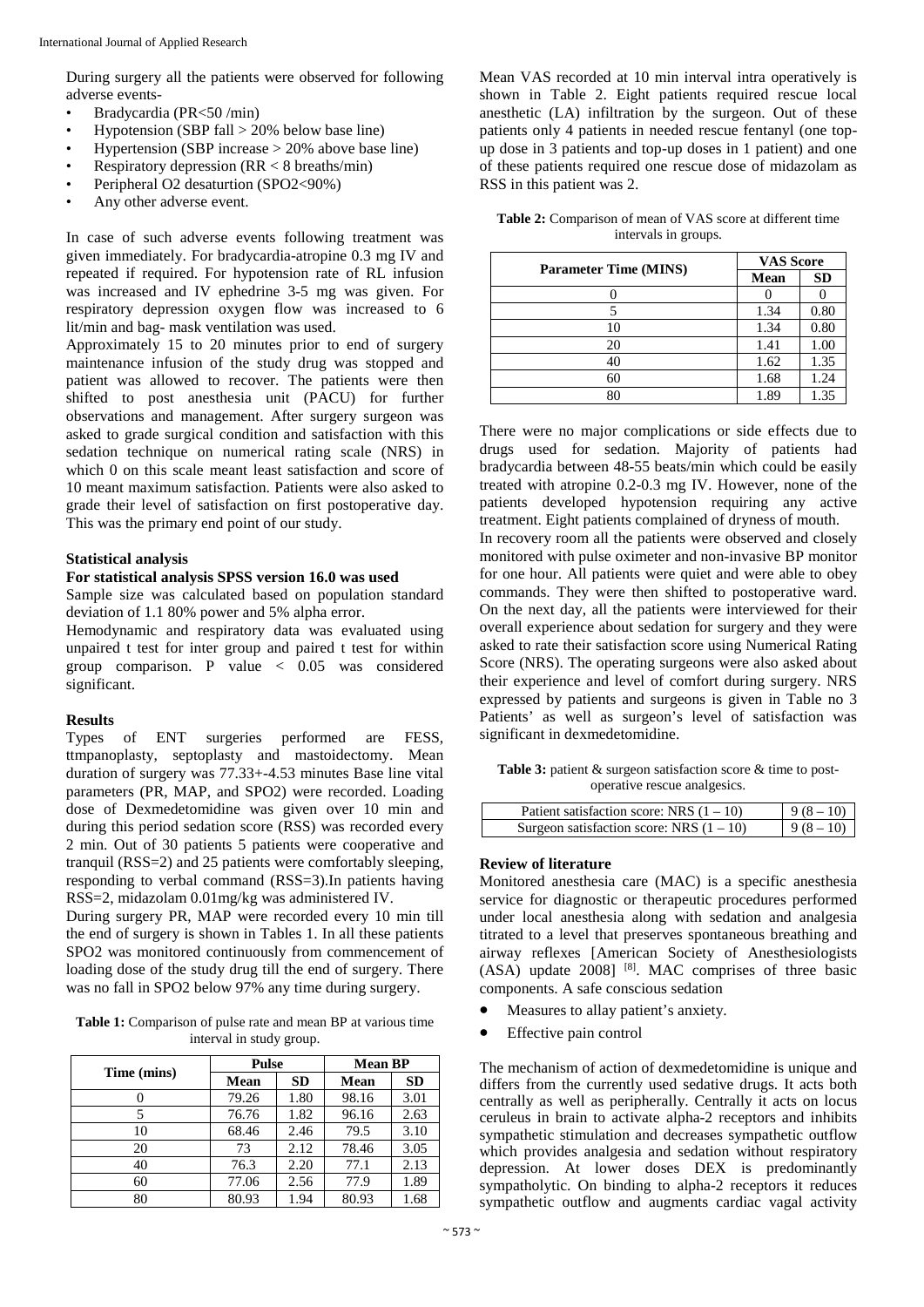During surgery all the patients were observed for following adverse events-

- Bradycardia (PR<50 /min)
- Hypotension (SBP fall > 20% below base line)
- Hypertension (SBP increase > 20% above base line)
- Respiratory depression (RR < 8 breaths/min)
- Peripheral O2 desaturtion (SPO2<90%)
- Any other adverse event.

In case of such adverse events following treatment was given immediately. For bradycardia-atropine 0.3 mg IV and repeated if required. For hypotension rate of RL infusion was increased and IV ephedrine 3-5 mg was given. For respiratory depression oxygen flow was increased to 6 lit/min and bag- mask ventilation was used.

Approximately 15 to 20 minutes prior to end of surgery maintenance infusion of the study drug was stopped and patient was allowed to recover. The patients were then shifted to post anesthesia unit (PACU) for further observations and management. After surgery surgeon was asked to grade surgical condition and satisfaction with this sedation technique on numerical rating scale (NRS) in which 0 on this scale meant least satisfaction and score of 10 meant maximum satisfaction. Patients were also asked to grade their level of satisfaction on first postoperative day. This was the primary end point of our study.

### Statistical analysis

**For statistical analysis SPSS version 16.0 was used**

Sample size was calculated based on population standard deviation of 1.1 80% power and 5% alpha error.

Hemodynamic and respiratory data was evaluated using unpaired t test for inter group and paired t test for within group comparison. P value < 0.05 was considered significant.

### Results

Types of ENT surgeries performed are FESS, ttmpanoplasty, septoplasty and mastoidectomy. Mean duration of surgery was 77.33+-4.53 minutes Base line vital parameters (PR, MAP, and SPO2) were recorded. Loading dose of Dexmedetomidine was given over 10 min and during this period sedation score (RSS) was recorded every 2 min. Out of 30 patients 5 patients were cooperative and tranquil (RSS=2) and 25 patients were comfortably sleeping, responding to verbal command (RSS=3).In patients having RSS=2, midazolam 0.01mg/kg was administered IV.

During surgery PR, MAP were recorded every 10 min till the end of surgery is shown in Tables 1. In all these patients SPO2 was monitored continuously from commencement of loading dose of the study drug till the end of surgery. There was no fall in SPO2 below 97% any time during surgery.

**Table 1:** Comparison of pulse rate and mean BP at various time interval in study group.

| Time (mins) | Pulse | | Mean BP | |
|---|---|---|---|---|
| | Mean | SD | Mean | SD |
| 0 | 79.26 | 1.80 | 98.16 | 3.01 |
| 5 | 76.76 | 1.82 | 96.16 | 2.63 |
| 10 | 68.46 | 2.46 | 79.5 | 3.10 |
| 20 | 73 | 2.12 | 78.46 | 3.05 |
| 40 | 76.3 | 2.20 | 77.1 | 2.13 |
| 60 | 77.06 | 2.56 | 77.9 | 1.89 |
| 80 | 80.93 | 1.94 | 80.93 | 1.68 |

Mean VAS recorded at 10 min interval intra operatively is shown in Table 2. Eight patients required rescue local anesthetic (LA) infiltration by the surgeon. Out of these patients only 4 patients in needed rescue fentanyl (one top-up dose in 3 patients and top-up doses in 1 patient) and one of these patients required one rescue dose of midazolam as RSS in this patient was 2.

**Table 2:** Comparison of mean of VAS score at different time intervals in groups.

| Parameter Time (MINS) | VAS Score | |
|---|---|---|
| | Mean | SD |
| 0 | 0 | 0 |
| 5 | 1.34 | 0.80 |
| 10 | 1.34 | 0.80 |
| 20 | 1.41 | 1.00 |
| 40 | 1.62 | 1.35 |
| 60 | 1.68 | 1.24 |
| 80 | 1.89 | 1.35 |

There were no major complications or side effects due to drugs used for sedation. Majority of patients had bradycardia between 48-55 beats/min which could be easily treated with atropine 0.2-0.3 mg IV. However, none of the patients developed hypotension requiring any active treatment. Eight patients complained of dryness of mouth.

In recovery room all the patients were observed and closely monitored with pulse oximeter and non-invasive BP monitor for one hour. All patients were quiet and were able to obey commands. They were then shifted to postoperative ward. On the next day, all the patients were interviewed for their overall experience about sedation for surgery and they were asked to rate their satisfaction score using Numerical Rating Score (NRS). The operating surgeons were also asked about their experience and level of comfort during surgery. NRS expressed by patients and surgeons is given in Table no 3 Patients' as well as surgeon's level of satisfaction was significant in dexmedetomidine.

**Table 3:** patient & surgeon satisfaction score & time to post-operative rescue analgesics.

| | |
|---|---|
| Patient satisfaction score: NRS (1 – 10) | 9 (8 – 10) |
| Surgeon satisfaction score: NRS (1 – 10) | 9 (8 – 10) |

### Review of literature

Monitored anesthesia care (MAC) is a specific anesthesia service for diagnostic or therapeutic procedures performed under local anesthesia along with sedation and analgesia titrated to a level that preserves spontaneous breathing and airway reflexes [American Society of Anesthesiologists (ASA) update 2008] [8]. MAC comprises of three basic components. A safe conscious sedation

- Measures to allay patient's anxiety.
- Effective pain control

The mechanism of action of dexmedetomidine is unique and differs from the currently used sedative drugs. It acts both centrally as well as peripherally. Centrally it acts on locus ceruleus in brain to activate alpha-2 receptors and inhibits sympathetic stimulation and decreases sympathetic outflow which provides analgesia and sedation without respiratory depression. At lower doses DEX is predominantly sympatholytic. On binding to alpha-2 receptors it reduces sympathetic outflow and augments cardiac vagal activity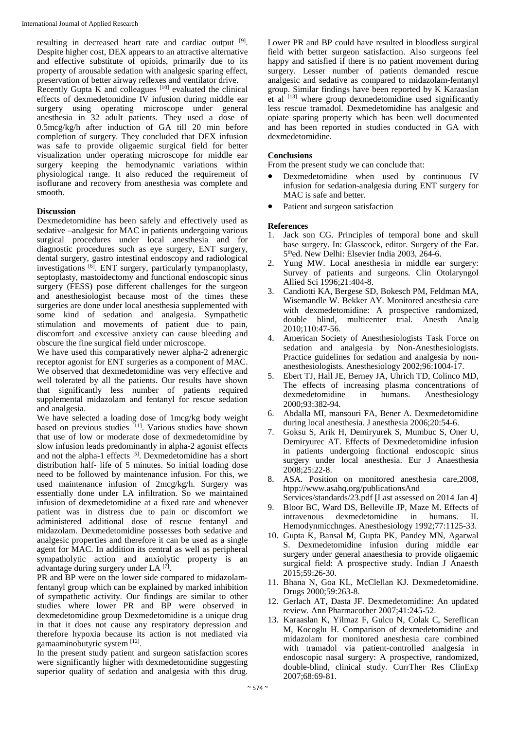resulting in decreased heart rate and cardiac output [9]. Despite higher cost, DEX appears to an attractive alternative and effective substitute of opioids, primarily due to its property of arousable sedation with analgesic sparing effect, preservation of better airway reflexes and ventilator drive.

Recently Gupta K and colleagues [10] evaluated the clinical effects of dexmedetomidine IV infusion during middle ear surgery using operating microscope under general anesthesia in 32 adult patients. They used a dose of 0.5mcg/kg/h after induction of GA till 20 min before completion of surgery. They concluded that DEX infusion was safe to provide oligaemic surgical field for better visualization under operating microscope for middle ear surgery keeping the hemodynamic variations within physiological range. It also reduced the requirement of isoflurane and recovery from anesthesia was complete and smooth.

**Discussion**

Dexmedetomidine has been safely and effectively used as sedative –analgesic for MAC in patients undergoing various surgical procedures under local anesthesia and for diagnostic procedures such as eye surgery, ENT surgery, dental surgery, gastro intestinal endoscopy and radiological investigations [6]. ENT surgery, particularly tympanoplasty, septoplasty, mastoidectomy and functional endoscopic sinus surgery (FESS) pose different challenges for the surgeon and anesthesiologist because most of the times these surgeries are done under local anesthesia supplemented with some kind of sedation and analgesia. Sympathetic stimulation and movements of patient due to pain, discomfort and excessive anxiety can cause bleeding and obscure the fine surgical field under microscope.

We have used this comparatively newer alpha-2 adrenergic receptor agonist for ENT surgeries as a component of MAC. We observed that dexmedetomidine was very effective and well tolerated by all the patients. Our results have shown that significantly less number of patients required supplemental midazolam and fentanyl for rescue sedation and analgesia.

We have selected a loading dose of 1mcg/kg body weight based on previous studies [11]. Various studies have shown that use of low or moderate dose of dexmedetomidine by slow infusion leads predominantly in alpha-2 agonist effects and not the alpha-1 effects [5]. Dexmedetomidine has a short distribution half- life of 5 minutes. So initial loading dose need to be followed by maintenance infusion. For this, we used maintenance infusion of 2mcg/kg/h. Surgery was essentially done under LA infiltration. So we maintained infusion of dexmedetomidine at a fixed rate and whenever patient was in distress due to pain or discomfort we administered additional dose of rescue fentanyl and midazolam. Dexmedetomidine possesses both sedative and analgesic properties and therefore it can be used as a single agent for MAC. In addition its central as well as peripheral sympatholytic action and anxiolytic property is an advantage during surgery under LA [7].

PR and BP were on the lower side compared to midazolam-fentanyl group which can be explained by marked inhibition of sympathetic activity. Our findings are similar to other studies where lower PR and BP were observed in dexmedetomidine group Dexmedetomidine is a unique drug in that it does not cause any respiratory depression and therefore hypoxia because its action is not mediated via gamaaminobutyric system [12].

In the present study patient and surgeon satisfaction scores were significantly higher with dexmedetomidine suggesting superior quality of sedation and analgesia with this drug. Lower PR and BP could have resulted in bloodless surgical field with better surgeon satisfaction. Also surgeons feel happy and satisfied if there is no patient movement during surgery. Lesser number of patients demanded rescue analgesic and sedative as compared to midazolam-fentanyl group. Similar findings have been reported by K Karaaslan et al [13] where group dexmedetomidine used significantly less rescue tramadol. Dexmedetomidine has analgesic and opiate sparing property which has been well documented and has been reported in studies conducted in GA with dexmedetomidine.

**Conclusions**

From the present study we can conclude that:

- Dexmedetomidine when used by continuous IV infusion for sedation-analgesia during ENT surgery for MAC is safe and better.
- Patient and surgeon satisfaction

**References**

1. Jack son CG. Principles of temporal bone and skull base surgery. In: Glasscock, editor. Surgery of the Ear. 5thed. New Delhi: Elsevier India 2003, 264-6.
2. Yung MW. Local anesthesia in middle ear surgery: Survey of patients and surgeons. Clin Otolaryngol Allied Sci 1996;21:404-8.
3. Candiotti KA, Bergese SD, Bokesch PM, Feldman MA, Wisemandle W. Bekker AY. Monitored anesthesia care with dexmedetomidine: A prospective randomized, double blind, multicenter trial. Anesth Analg 2010;110:47-56.
4. American Society of Anesthesiologists Task Force on sedation and analgesia by Non-Anesthesiologists. Practice guidelines for sedation and analgesia by non-anesthesiologists. Anesthesiology 2002;96:1004-17.
5. Ebert TJ, Hall JE, Berney JA, Uhrich TD, Colinco MD, The effects of increasing plasma concentrations of dexmedetomidine in humans. Anesthesiology 2000;93:382-94.
6. Abdalla MI, mansouri FA, Bener A. Dexmedetomidine during local anesthesia. J anesthesia 2006;20:54-6.
7. Goksu S, Arik H, Demiryurek S, Mumbuc S, Oner U, Demiryurec AT. Effects of Dexmedetomidine infusion in patients undergoing finctional endoscopic sinus surgery under local anesthesia. Eur J Anaesthesia 2008;25:22-8.
8. ASA. Position on monitored anesthesia care,2008, htpp://www.asahq.org/publicationsAnd Services/standards/23.pdf [Last assessed on 2014 Jan 4]
9. Bloor BC, Ward DS, Belleville JP, Maze M. Effects of intravenous dexmedetomidine in humans. II. Hemodynmicchnges. Anesthesiology 1992;77:1125-33.
10. Gupta K, Bansal M, Gupta PK, Pandey MN, Agarwal S. Dexmedetomidine infusion during middle ear surgery under general anaesthesia to provide oligaemic surgical field: A prospective study. Indian J Anaesth 2015;59:26-30.
11. Bhana N, Goa KL, McClellan KJ. Dexmedetomidine. Drugs 2000;59:263-8.
12. Gerlach AT, Dasta JF. Dexmedetomidine: An updated review. Ann Pharmacother 2007;41:245-52.
13. Karaaslan K, Yilmaz F, Gulcu N, Colak C, Sereflican M, Kocoglu H. Comparison of dexmedetomidine and midazolam for monitored anesthesia care combined with tramadol via patient-controlled analgesia in endoscopic nasal surgery: A prospective, randomized, double-blind, clinical study. CurrTher Res ClinExp 2007;68:69-81.